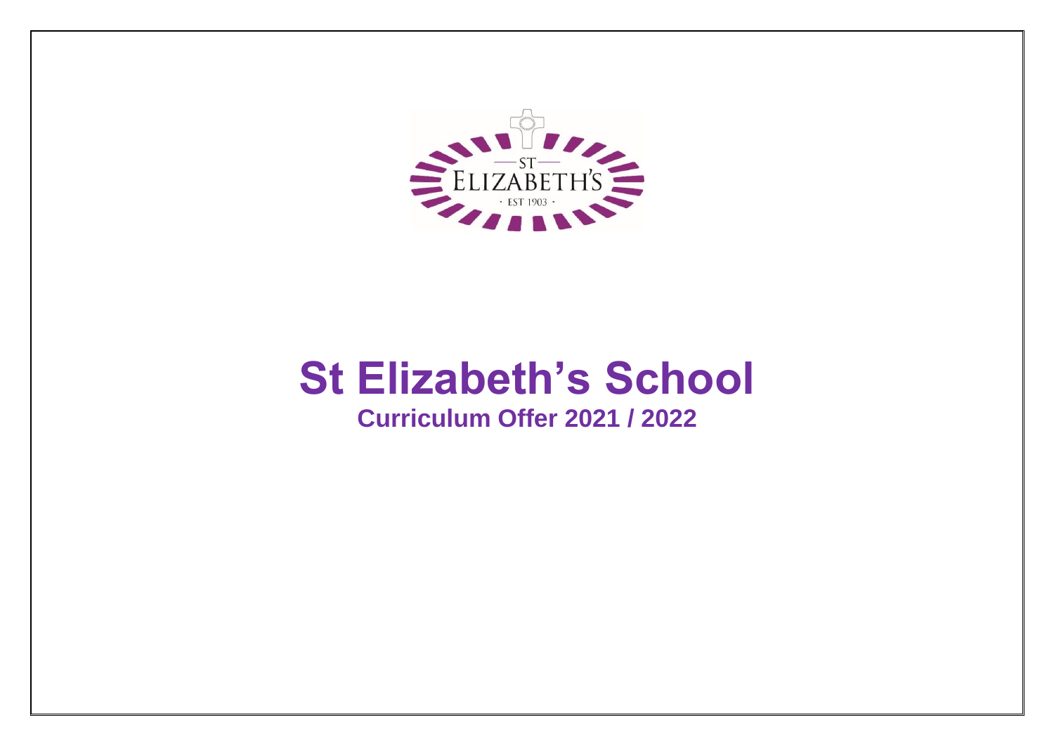# St Elizabeth's School

## Curriculum Offer 2021 / 2022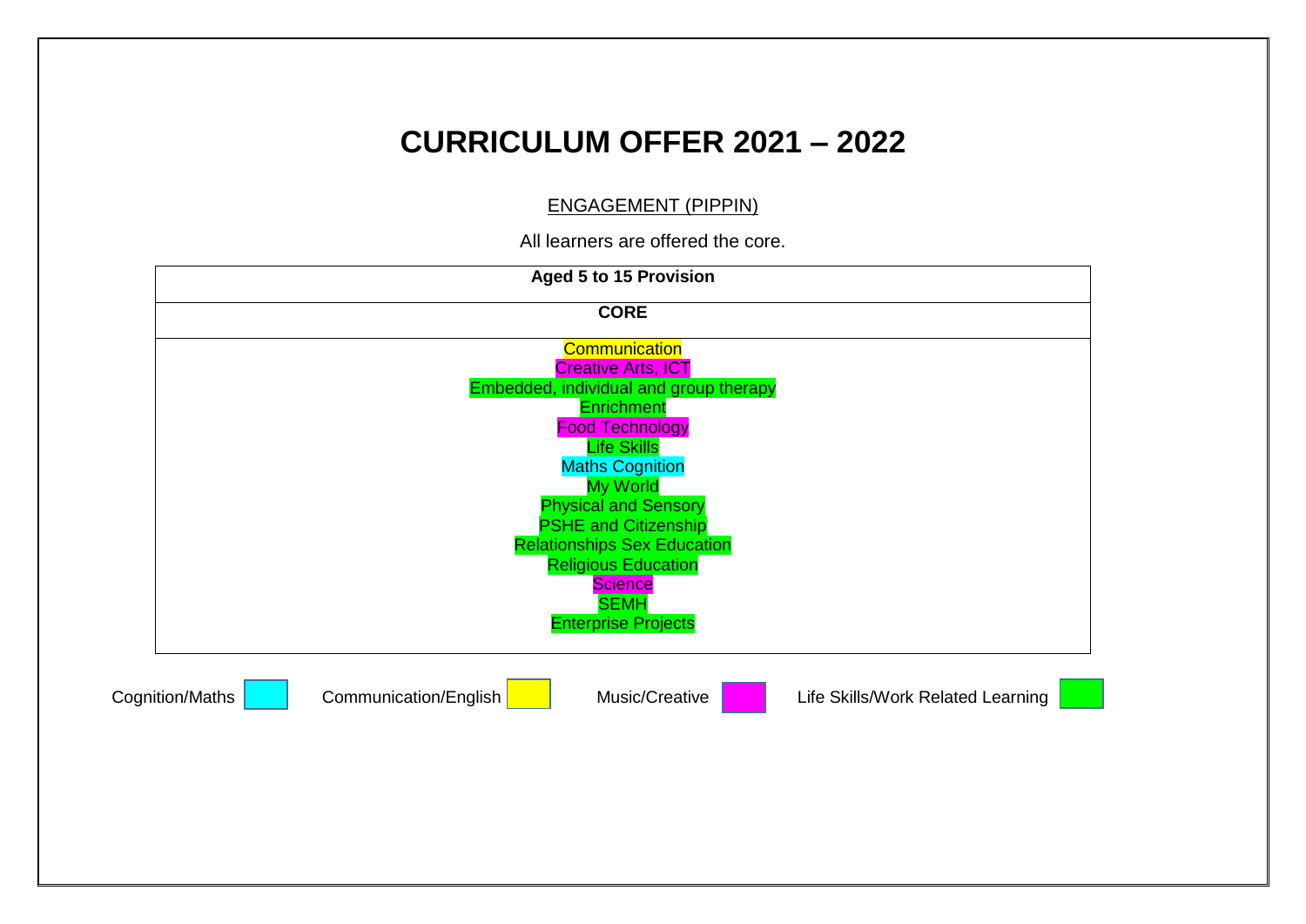# CURRICULUM OFFER 2021 – 2022

ENGAGEMENT (PIPPIN)

All learners are offered the core.

| Aged 5 to 15 Provision |
| --- |
| **CORE** |
| Communication<br>Creative Arts, ICT<br>Embedded, individual and group therapy<br>Enrichment<br>Food Technology<br>Life Skills<br>Maths Cognition<br>My World<br>Physical and Sensory<br>PSHE and Citizenship<br>Relationships Sex Education<br>Religious Education<br>Science<br>SEMH<br>Enterprise Projects |

Cognition/Maths    Communication/English    Music/Creative    Life Skills/Work Related Learning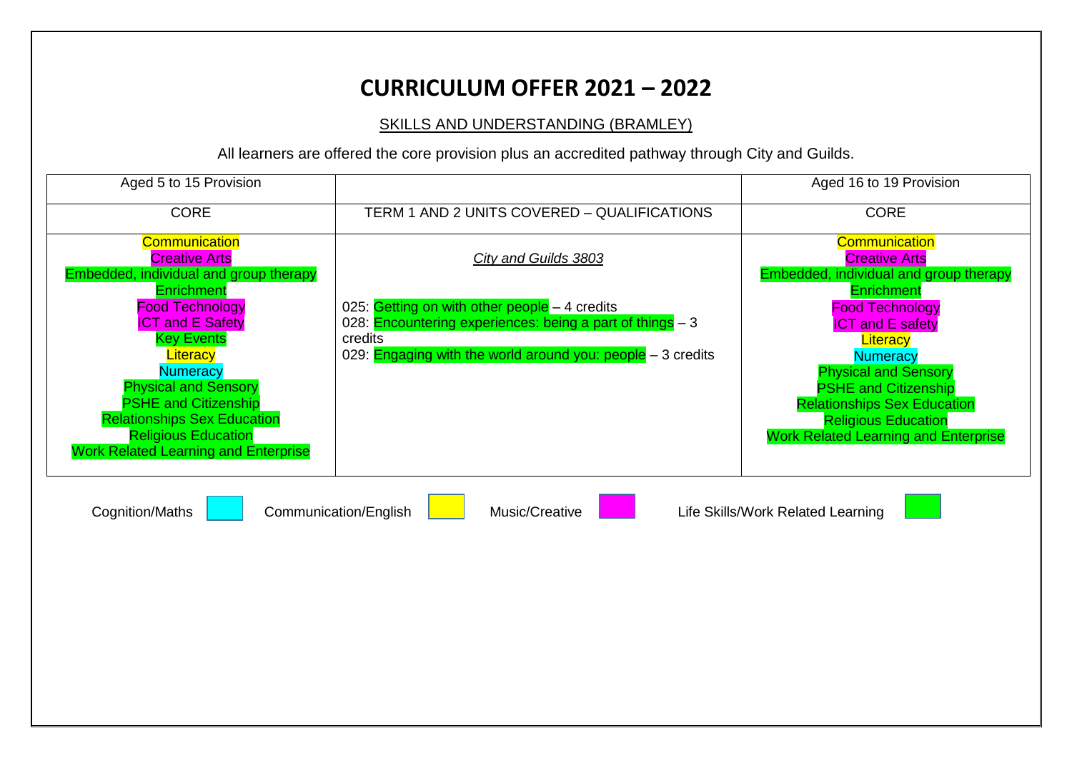# CURRICULUM OFFER 2021 – 2022

## SKILLS AND UNDERSTANDING (BRAMLEY)

All learners are offered the core provision plus an accredited pathway through City and Guilds.

| Aged 5 to 15 Provision | | Aged 16 to 19 Provision |
|---|---|---|
| CORE | TERM 1 AND 2 UNITS COVERED – QUALIFICATIONS | CORE |
| Communication<br>Creative Arts<br>Embedded, individual and group therapy<br>Enrichment<br>Food Technology<br>ICT and E Safety<br>Key Events<br>Literacy<br>Numeracy<br>Physical and Sensory<br>PSHE and Citizenship<br>Relationships Sex Education<br>Religious Education<br>Work Related Learning and Enterprise | *City and Guilds 3803*<br><br>025: Getting on with other people – 4 credits<br>028: Encountering experiences: being a part of things – 3 credits<br>029: Engaging with the world around you: people – 3 credits | Communication<br>Creative Arts<br>Embedded, individual and group therapy<br>Enrichment<br>Food Technology<br>ICT and E safety<br>Literacy<br>Numeracy<br>Physical and Sensory<br>PSHE and Citizenship<br>Relationships Sex Education<br>Religious Education<br>Work Related Learning and Enterprise |

Cognition/Maths — Communication/English — Music/Creative — Life Skills/Work Related Learning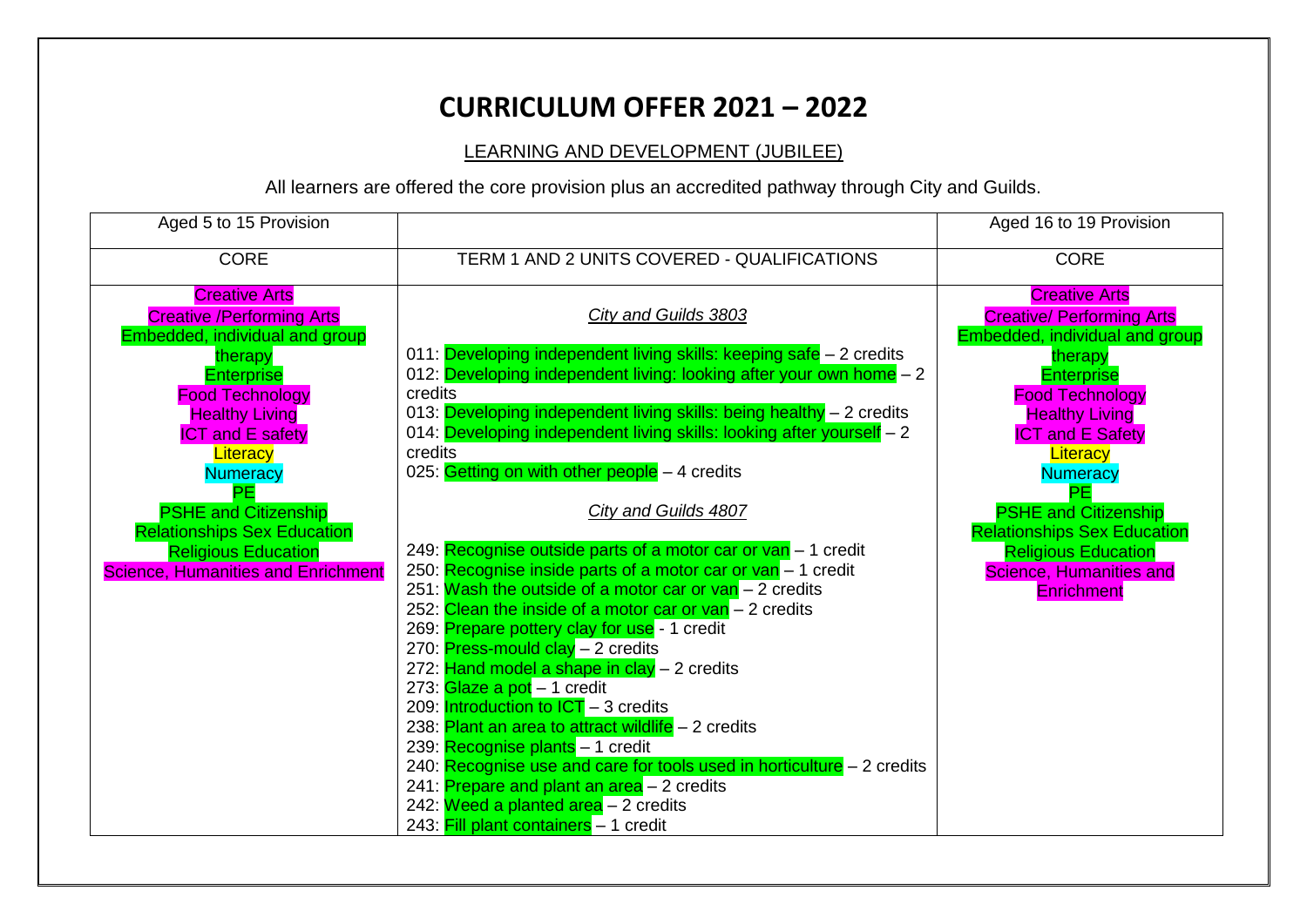# CURRICULUM OFFER 2021 – 2022

LEARNING AND DEVELOPMENT (JUBILEE)

All learners are offered the core provision plus an accredited pathway through City and Guilds.

| Aged 5 to 15 Provision | | Aged 16 to 19 Provision |
|---|---|---|
| CORE | TERM 1 AND 2 UNITS COVERED - QUALIFICATIONS | CORE |
| Creative Arts<br>Creative /Performing Arts<br>Embedded, individual and group therapy<br>Enterprise<br>Food Technology<br>Healthy Living<br>ICT and E safety<br>Literacy<br>Numeracy<br>PE<br>PSHE and Citizenship<br>Relationships Sex Education<br>Religious Education<br>Science, Humanities and Enrichment | *City and Guilds 3803*<br><br>011: Developing independent living skills: keeping safe – 2 credits<br>012: Developing independent living: looking after your own home – 2 credits<br>013: Developing independent living skills: being healthy – 2 credits<br>014: Developing independent living skills: looking after yourself – 2 credits<br>025: Getting on with other people – 4 credits<br><br>*City and Guilds 4807*<br><br>249: Recognise outside parts of a motor car or van – 1 credit<br>250: Recognise inside parts of a motor car or van – 1 credit<br>251: Wash the outside of a motor car or van – 2 credits<br>252: Clean the inside of a motor car or van – 2 credits<br>269: Prepare pottery clay for use - 1 credit<br>270: Press-mould clay – 2 credits<br>272: Hand model a shape in clay – 2 credits<br>273: Glaze a pot – 1 credit<br>209: Introduction to ICT – 3 credits<br>238: Plant an area to attract wildlife – 2 credits<br>239: Recognise plants – 1 credit<br>240: Recognise use and care for tools used in horticulture – 2 credits<br>241: Prepare and plant an area – 2 credits<br>242: Weed a planted area – 2 credits<br>243: Fill plant containers – 1 credit | Creative Arts<br>Creative/ Performing Arts<br>Embedded, individual and group therapy<br>Enterprise<br>Food Technology<br>Healthy Living<br>ICT and E Safety<br>Literacy<br>Numeracy<br>PE<br>PSHE and Citizenship<br>Relationships Sex Education<br>Religious Education<br>Science, Humanities and Enrichment |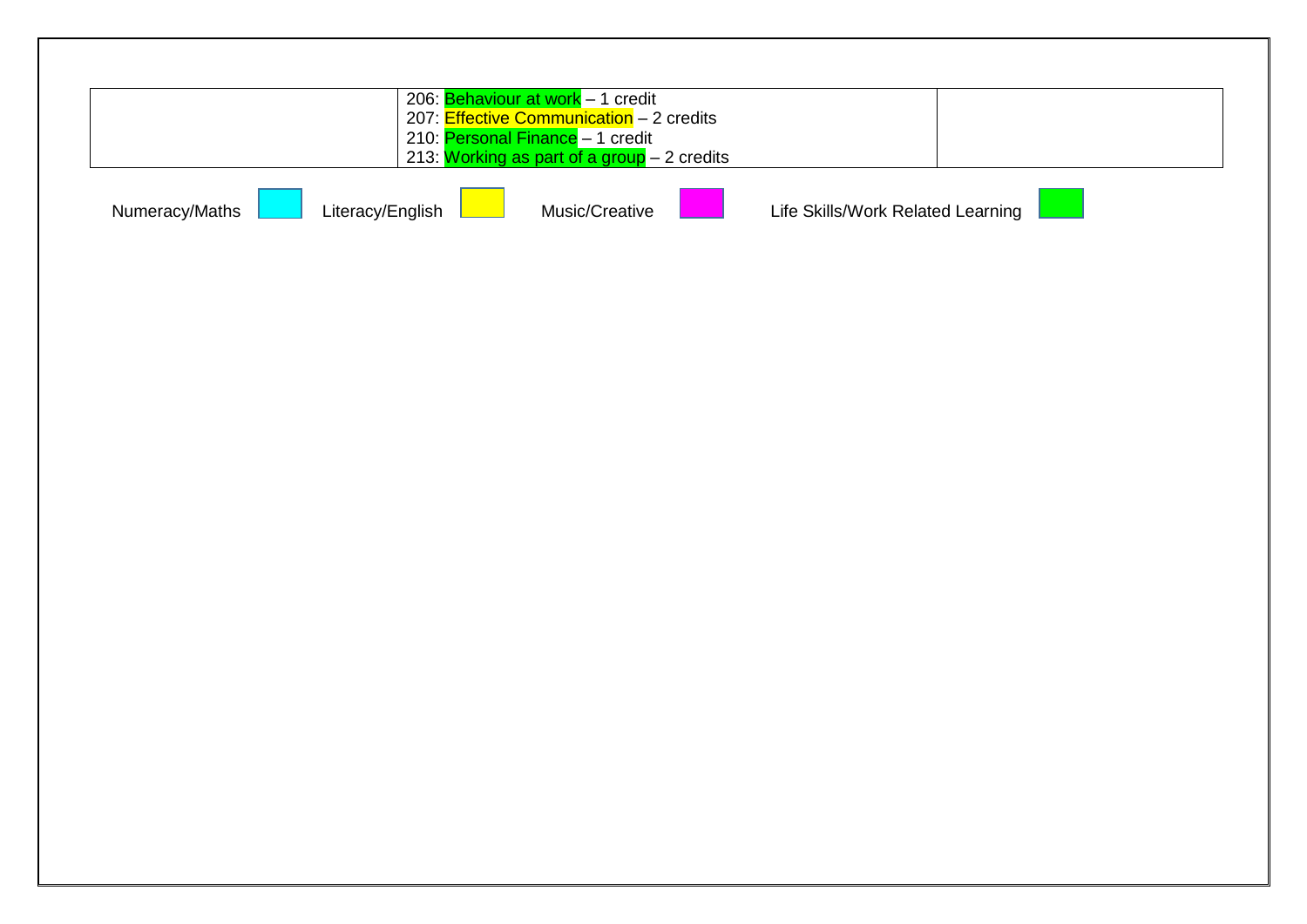| | | |
|---|---|---|
| | 206: Behaviour at work – 1 credit<br>207: Effective Communication – 2 credits<br>210: Personal Finance – 1 credit<br>213: Working as part of a group – 2 credits | |

Numeracy/Maths    Literacy/English    Music/Creative    Life Skills/Work Related Learning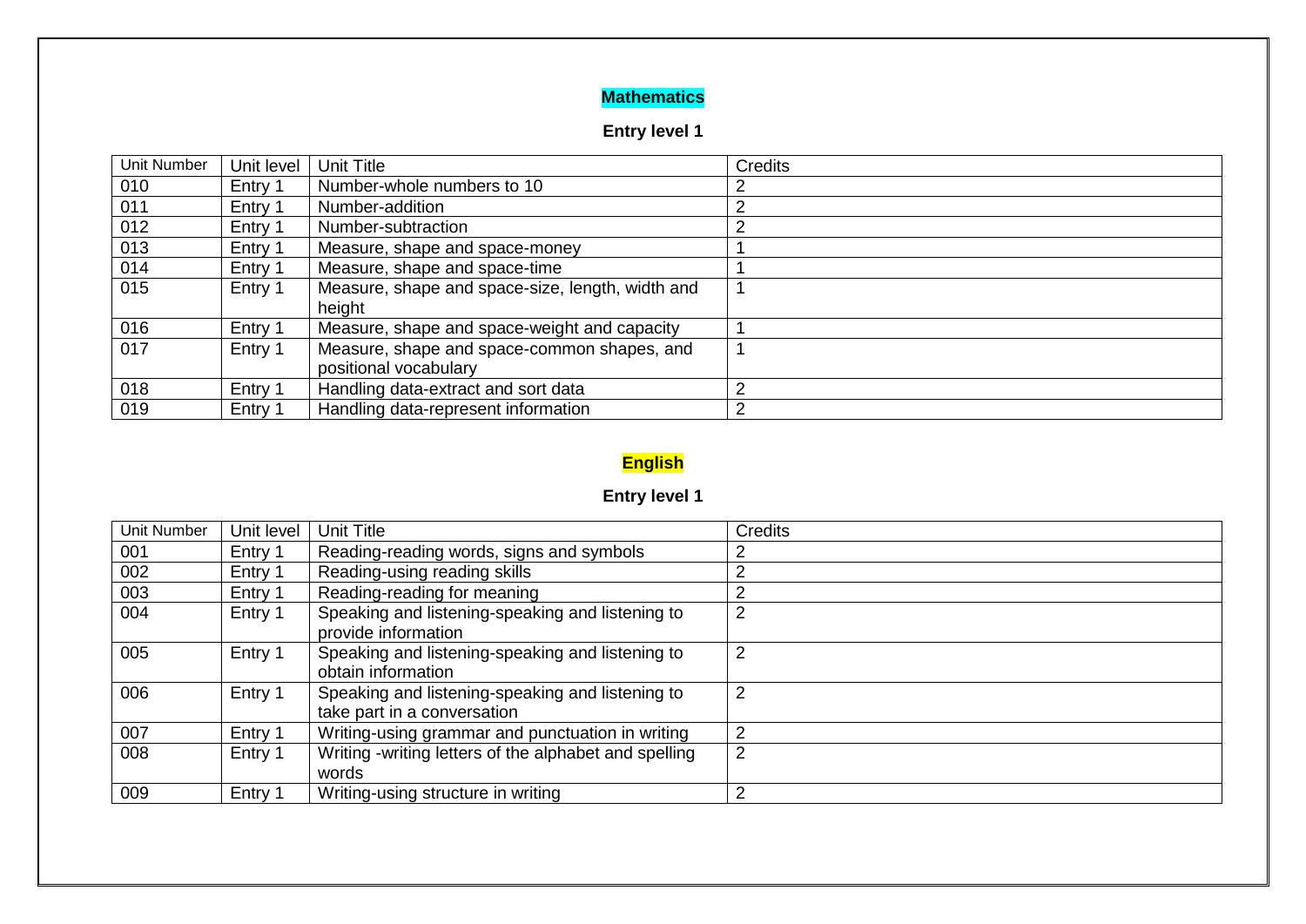## Mathematics

### Entry level 1

| Unit Number | Unit level | Unit Title | Credits |
|---|---|---|---|
| 010 | Entry 1 | Number-whole numbers to 10 | 2 |
| 011 | Entry 1 | Number-addition | 2 |
| 012 | Entry 1 | Number-subtraction | 2 |
| 013 | Entry 1 | Measure, shape and space-money | 1 |
| 014 | Entry 1 | Measure, shape and space-time | 1 |
| 015 | Entry 1 | Measure, shape and space-size, length, width and height | 1 |
| 016 | Entry 1 | Measure, shape and space-weight and capacity | 1 |
| 017 | Entry 1 | Measure, shape and space-common shapes, and positional vocabulary | 1 |
| 018 | Entry 1 | Handling data-extract and sort data | 2 |
| 019 | Entry 1 | Handling data-represent information | 2 |

## English

### Entry level 1

| Unit Number | Unit level | Unit Title | Credits |
|---|---|---|---|
| 001 | Entry 1 | Reading-reading words, signs and symbols | 2 |
| 002 | Entry 1 | Reading-using reading skills | 2 |
| 003 | Entry 1 | Reading-reading for meaning | 2 |
| 004 | Entry 1 | Speaking and listening-speaking and listening to provide information | 2 |
| 005 | Entry 1 | Speaking and listening-speaking and listening to obtain information | 2 |
| 006 | Entry 1 | Speaking and listening-speaking and listening to take part in a conversation | 2 |
| 007 | Entry 1 | Writing-using grammar and punctuation in writing | 2 |
| 008 | Entry 1 | Writing -writing letters of the alphabet and spelling words | 2 |
| 009 | Entry 1 | Writing-using structure in writing | 2 |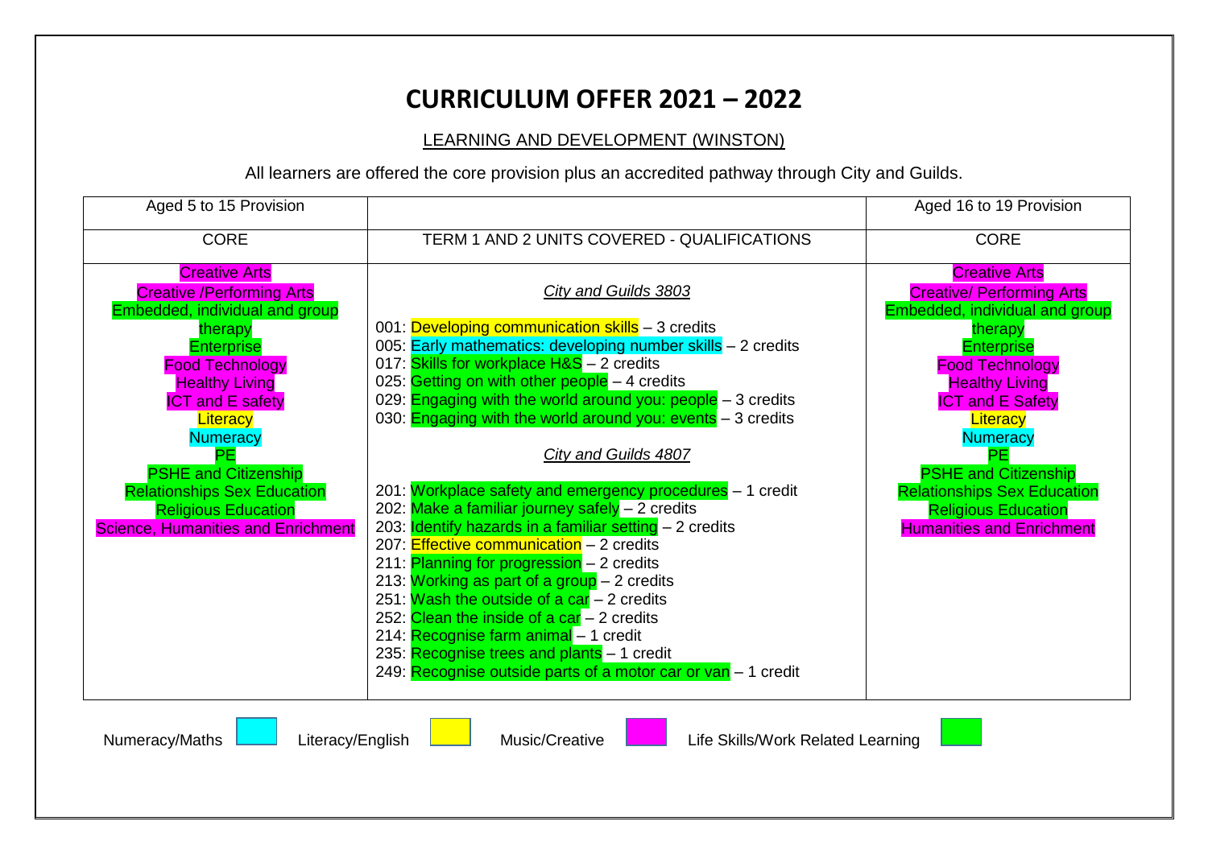# CURRICULUM OFFER 2021 – 2022

LEARNING AND DEVELOPMENT (WINSTON)

All learners are offered the core provision plus an accredited pathway through City and Guilds.

| Aged 5 to 15 Provision | | Aged 16 to 19 Provision |
|---|---|---|
| CORE | TERM 1 AND 2 UNITS COVERED - QUALIFICATIONS | CORE |
| Creative Arts<br>Creative /Performing Arts<br>Embedded, individual and group therapy<br>Enterprise<br>Food Technology<br>Healthy Living<br>ICT and E safety<br>Literacy<br>Numeracy<br>PE<br>PSHE and Citizenship<br>Relationships Sex Education<br>Religious Education<br>Science, Humanities and Enrichment | *City and Guilds 3803*<br><br>001: Developing communication skills – 3 credits<br>005: Early mathematics: developing number skills – 2 credits<br>017: Skills for workplace H&S – 2 credits<br>025: Getting on with other people – 4 credits<br>029: Engaging with the world around you: people – 3 credits<br>030: Engaging with the world around you: events – 3 credits<br><br>*City and Guilds 4807*<br><br>201: Workplace safety and emergency procedures – 1 credit<br>202: Make a familiar journey safely – 2 credits<br>203: Identify hazards in a familiar setting – 2 credits<br>207: Effective communication – 2 credits<br>211: Planning for progression – 2 credits<br>213: Working as part of a group – 2 credits<br>251: Wash the outside of a car – 2 credits<br>252: Clean the inside of a car – 2 credits<br>214: Recognise farm animal – 1 credit<br>235: Recognise trees and plants – 1 credit<br>249: Recognise outside parts of a motor car or van – 1 credit | Creative Arts<br>Creative/ Performing Arts<br>Embedded, individual and group therapy<br>Enterprise<br>Food Technology<br>Healthy Living<br>ICT and E Safety<br>Literacy<br>Numeracy<br>PE<br>PSHE and Citizenship<br>Relationships Sex Education<br>Religious Education<br>Humanities and Enrichment |

Numeracy/Maths | Literacy/English | Music/Creative | Life Skills/Work Related Learning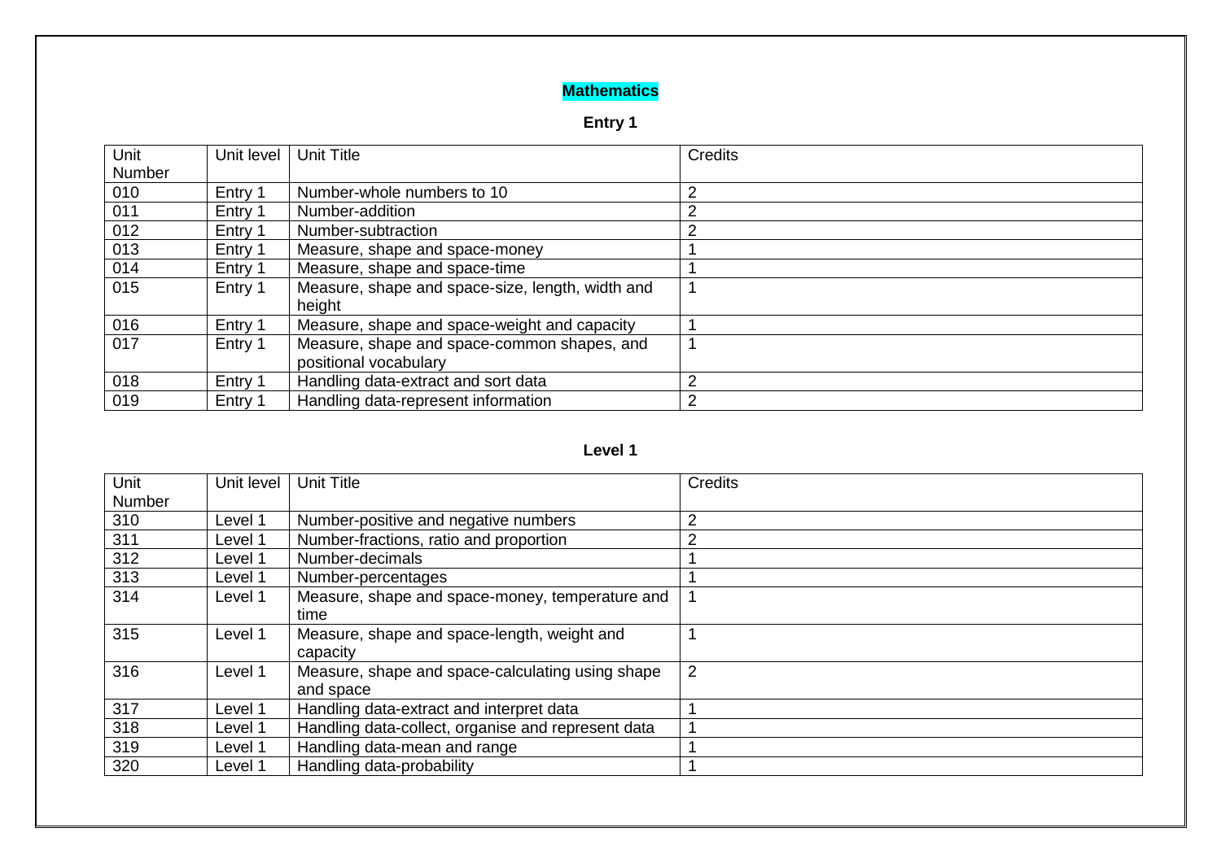## Mathematics

### Entry 1

| Unit Number | Unit level | Unit Title | Credits |
|---|---|---|---|
| 010 | Entry 1 | Number-whole numbers to 10 | 2 |
| 011 | Entry 1 | Number-addition | 2 |
| 012 | Entry 1 | Number-subtraction | 2 |
| 013 | Entry 1 | Measure, shape and space-money | 1 |
| 014 | Entry 1 | Measure, shape and space-time | 1 |
| 015 | Entry 1 | Measure, shape and space-size, length, width and height | 1 |
| 016 | Entry 1 | Measure, shape and space-weight and capacity | 1 |
| 017 | Entry 1 | Measure, shape and space-common shapes, and positional vocabulary | 1 |
| 018 | Entry 1 | Handling data-extract and sort data | 2 |
| 019 | Entry 1 | Handling data-represent information | 2 |

### Level 1

| Unit Number | Unit level | Unit Title | Credits |
|---|---|---|---|
| 310 | Level 1 | Number-positive and negative numbers | 2 |
| 311 | Level 1 | Number-fractions, ratio and proportion | 2 |
| 312 | Level 1 | Number-decimals | 1 |
| 313 | Level 1 | Number-percentages | 1 |
| 314 | Level 1 | Measure, shape and space-money, temperature and time | 1 |
| 315 | Level 1 | Measure, shape and space-length, weight and capacity | 1 |
| 316 | Level 1 | Measure, shape and space-calculating using shape and space | 2 |
| 317 | Level 1 | Handling data-extract and interpret data | 1 |
| 318 | Level 1 | Handling data-collect, organise and represent data | 1 |
| 319 | Level 1 | Handling data-mean and range | 1 |
| 320 | Level 1 | Handling data-probability | 1 |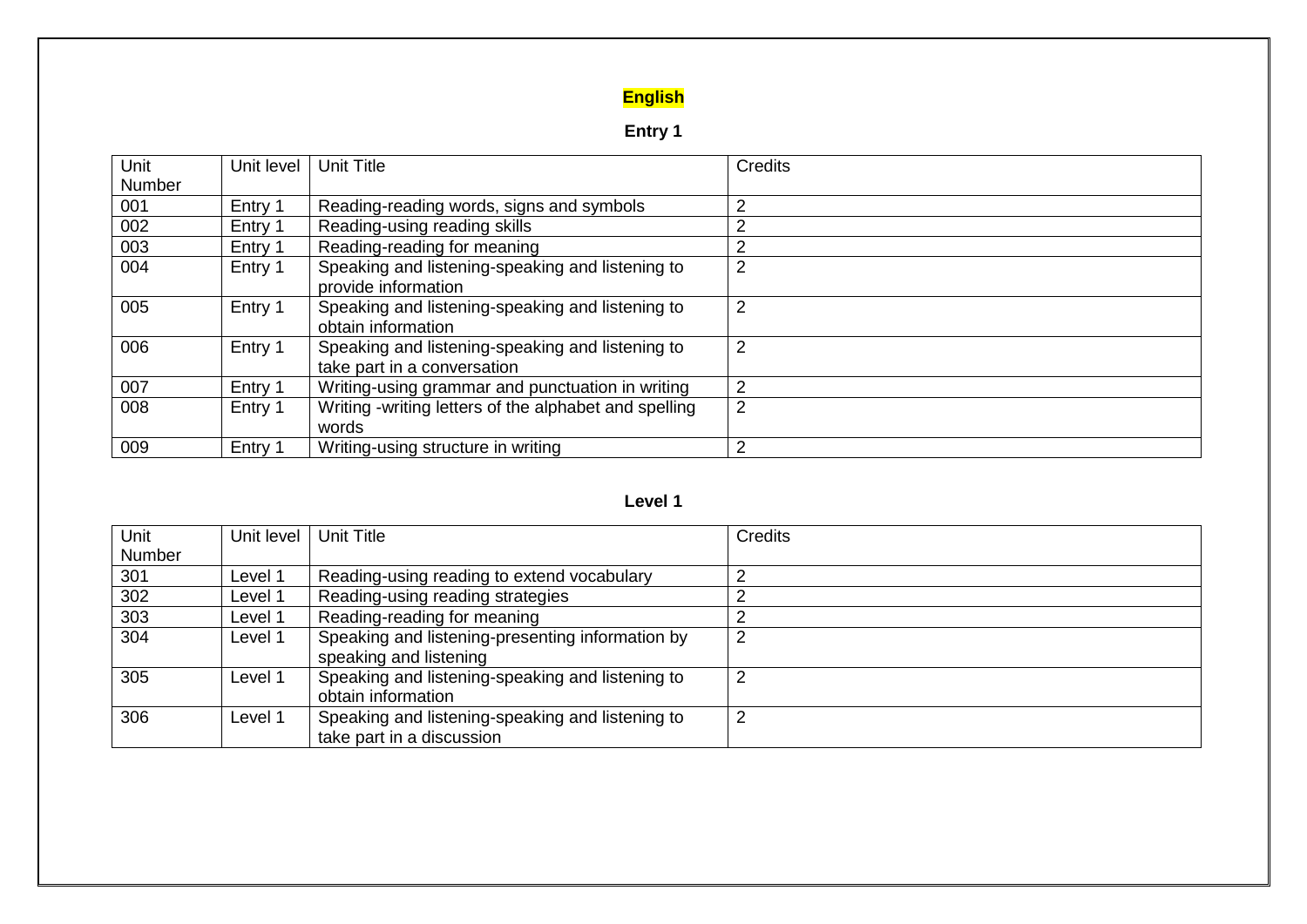# English

## Entry 1

| Unit Number | Unit level | Unit Title | Credits |
|---|---|---|---|
| 001 | Entry 1 | Reading-reading words, signs and symbols | 2 |
| 002 | Entry 1 | Reading-using reading skills | 2 |
| 003 | Entry 1 | Reading-reading for meaning | 2 |
| 004 | Entry 1 | Speaking and listening-speaking and listening to provide information | 2 |
| 005 | Entry 1 | Speaking and listening-speaking and listening to obtain information | 2 |
| 006 | Entry 1 | Speaking and listening-speaking and listening to take part in a conversation | 2 |
| 007 | Entry 1 | Writing-using grammar and punctuation in writing | 2 |
| 008 | Entry 1 | Writing -writing letters of the alphabet and spelling words | 2 |
| 009 | Entry 1 | Writing-using structure in writing | 2 |

## Level 1

| Unit Number | Unit level | Unit Title | Credits |
|---|---|---|---|
| 301 | Level 1 | Reading-using reading to extend vocabulary | 2 |
| 302 | Level 1 | Reading-using reading strategies | 2 |
| 303 | Level 1 | Reading-reading for meaning | 2 |
| 304 | Level 1 | Speaking and listening-presenting information by speaking and listening | 2 |
| 305 | Level 1 | Speaking and listening-speaking and listening to obtain information | 2 |
| 306 | Level 1 | Speaking and listening-speaking and listening to take part in a discussion | 2 |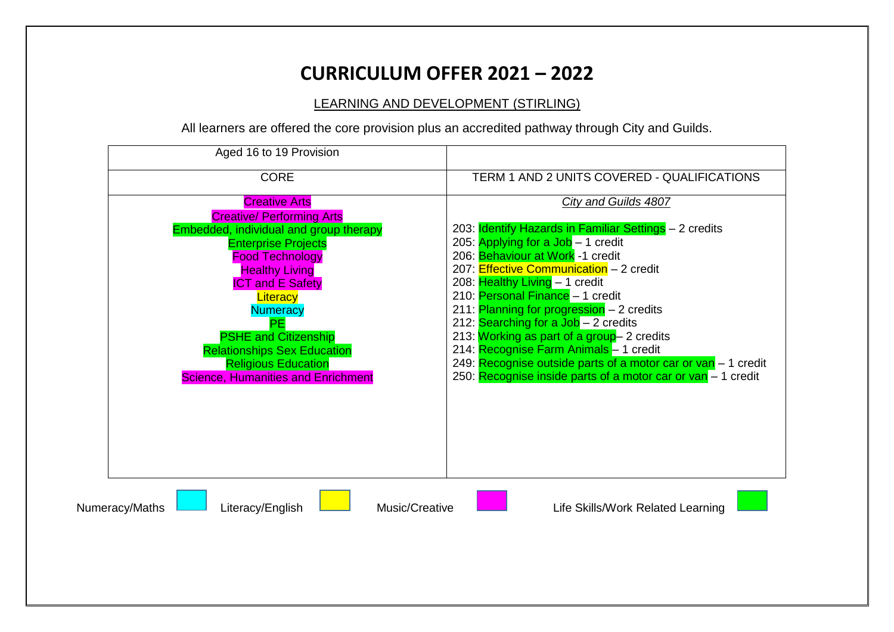# CURRICULUM OFFER 2021 – 2022

LEARNING AND DEVELOPMENT (STIRLING)

All learners are offered the core provision plus an accredited pathway through City and Guilds.

| Aged 16 to 19 Provision | |
|---|---|
| CORE | TERM 1 AND 2 UNITS COVERED - QUALIFICATIONS |
| Creative Arts<br>Creative/ Performing Arts<br>Embedded, individual and group therapy<br>Enterprise Projects<br>Food Technology<br>Healthy Living<br>ICT and E Safety<br>Literacy<br>Numeracy<br>PE<br>PSHE and Citizenship<br>Relationships Sex Education<br>Religious Education<br>Science, Humanities and Enrichment | *City and Guilds 4807*<br><br>203: Identify Hazards in Familiar Settings – 2 credits<br>205: Applying for a Job – 1 credit<br>206: Behaviour at Work -1 credit<br>207: Effective Communication – 2 credit<br>208: Healthy Living – 1 credit<br>210: Personal Finance – 1 credit<br>211: Planning for progression – 2 credits<br>212: Searching for a Job – 2 credits<br>213: Working as part of a group– 2 credits<br>214: Recognise Farm Animals – 1 credit<br>249: Recognise outside parts of a motor car or van – 1 credit<br>250: Recognise inside parts of a motor car or van – 1 credit |

Numeracy/Maths | Literacy/English | Music/Creative | Life Skills/Work Related Learning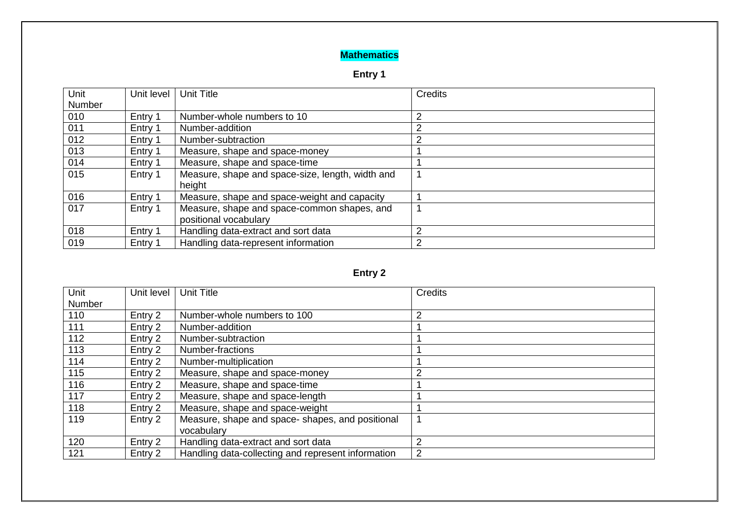# Mathematics

## Entry 1

| Unit Number | Unit level | Unit Title | Credits |
|---|---|---|---|
| 010 | Entry 1 | Number-whole numbers to 10 | 2 |
| 011 | Entry 1 | Number-addition | 2 |
| 012 | Entry 1 | Number-subtraction | 2 |
| 013 | Entry 1 | Measure, shape and space-money | 1 |
| 014 | Entry 1 | Measure, shape and space-time | 1 |
| 015 | Entry 1 | Measure, shape and space-size, length, width and height | 1 |
| 016 | Entry 1 | Measure, shape and space-weight and capacity | 1 |
| 017 | Entry 1 | Measure, shape and space-common shapes, and positional vocabulary | 1 |
| 018 | Entry 1 | Handling data-extract and sort data | 2 |
| 019 | Entry 1 | Handling data-represent information | 2 |

## Entry 2

| Unit Number | Unit level | Unit Title | Credits |
|---|---|---|---|
| 110 | Entry 2 | Number-whole numbers to 100 | 2 |
| 111 | Entry 2 | Number-addition | 1 |
| 112 | Entry 2 | Number-subtraction | 1 |
| 113 | Entry 2 | Number-fractions | 1 |
| 114 | Entry 2 | Number-multiplication | 1 |
| 115 | Entry 2 | Measure, shape and space-money | 2 |
| 116 | Entry 2 | Measure, shape and space-time | 1 |
| 117 | Entry 2 | Measure, shape and space-length | 1 |
| 118 | Entry 2 | Measure, shape and space-weight | 1 |
| 119 | Entry 2 | Measure, shape and space- shapes, and positional vocabulary | 1 |
| 120 | Entry 2 | Handling data-extract and sort data | 2 |
| 121 | Entry 2 | Handling data-collecting and represent information | 2 |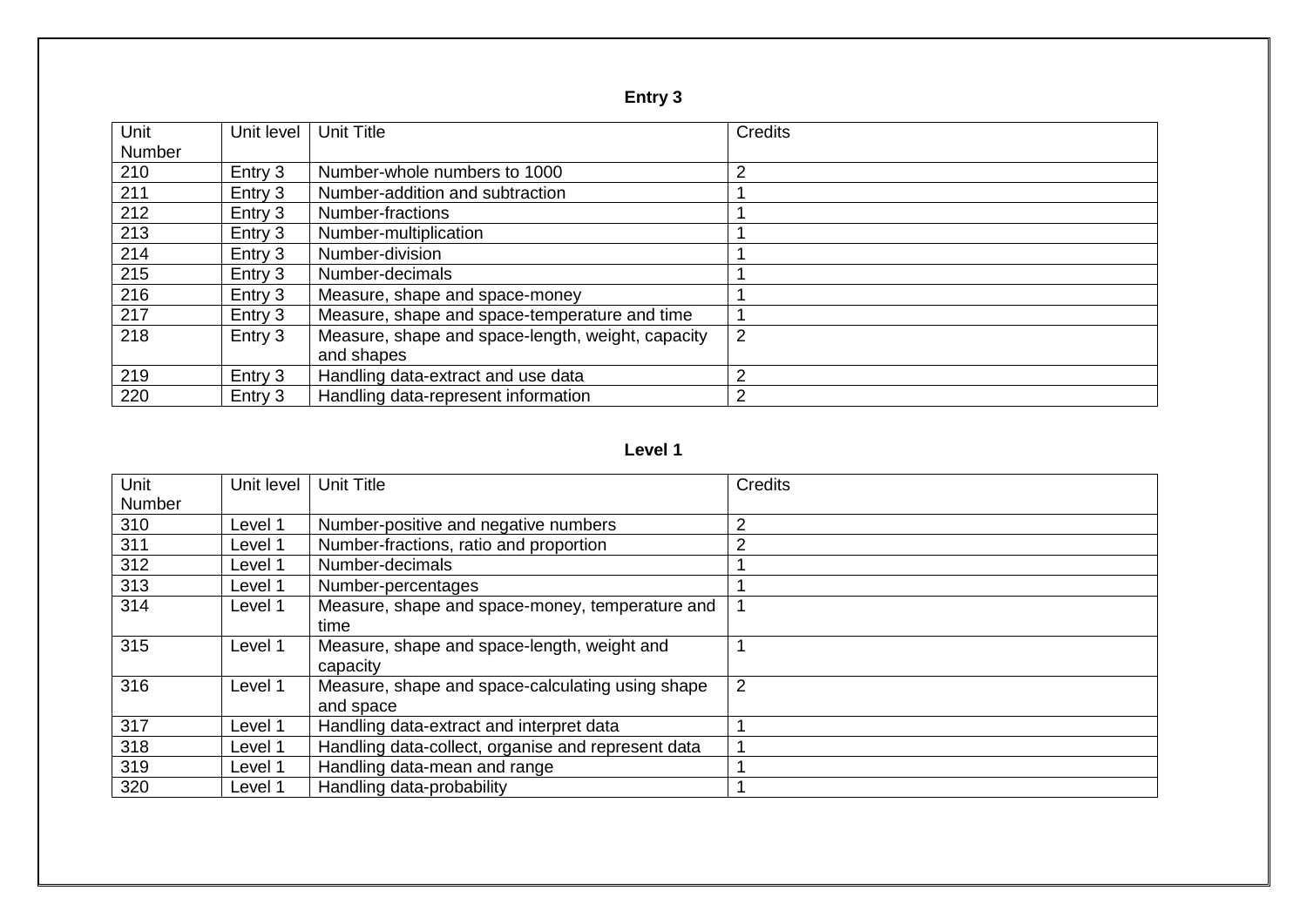**Entry 3**

| Unit Number | Unit level | Unit Title | Credits |
|---|---|---|---|
| 210 | Entry 3 | Number-whole numbers to 1000 | 2 |
| 211 | Entry 3 | Number-addition and subtraction | 1 |
| 212 | Entry 3 | Number-fractions | 1 |
| 213 | Entry 3 | Number-multiplication | 1 |
| 214 | Entry 3 | Number-division | 1 |
| 215 | Entry 3 | Number-decimals | 1 |
| 216 | Entry 3 | Measure, shape and space-money | 1 |
| 217 | Entry 3 | Measure, shape and space-temperature and time | 1 |
| 218 | Entry 3 | Measure, shape and space-length, weight, capacity and shapes | 2 |
| 219 | Entry 3 | Handling data-extract and use data | 2 |
| 220 | Entry 3 | Handling data-represent information | 2 |

**Level 1**

| Unit Number | Unit level | Unit Title | Credits |
|---|---|---|---|
| 310 | Level 1 | Number-positive and negative numbers | 2 |
| 311 | Level 1 | Number-fractions, ratio and proportion | 2 |
| 312 | Level 1 | Number-decimals | 1 |
| 313 | Level 1 | Number-percentages | 1 |
| 314 | Level 1 | Measure, shape and space-money, temperature and time | 1 |
| 315 | Level 1 | Measure, shape and space-length, weight and capacity | 1 |
| 316 | Level 1 | Measure, shape and space-calculating using shape and space | 2 |
| 317 | Level 1 | Handling data-extract and interpret data | 1 |
| 318 | Level 1 | Handling data-collect, organise and represent data | 1 |
| 319 | Level 1 | Handling data-mean and range | 1 |
| 320 | Level 1 | Handling data-probability | 1 |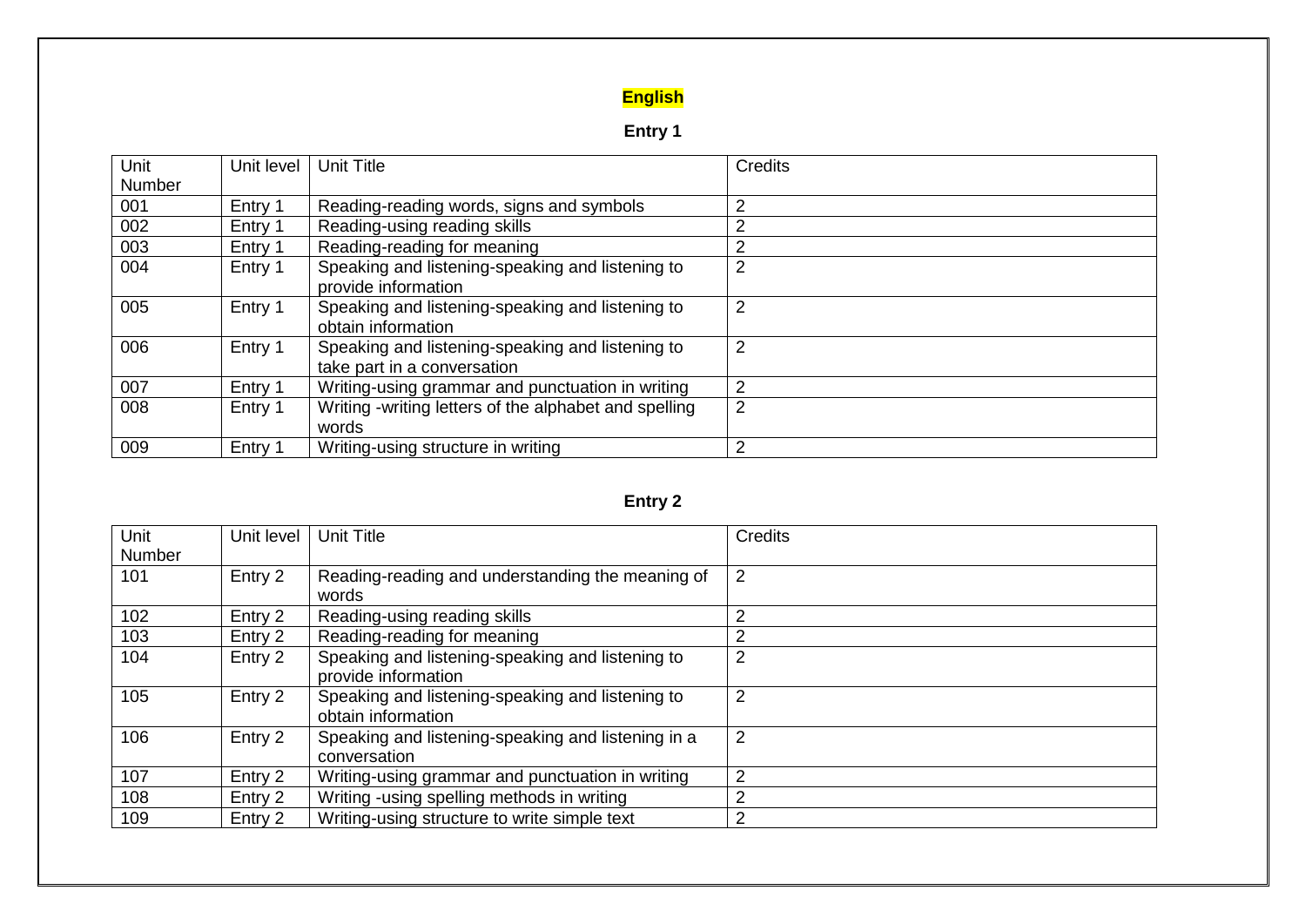# English

## Entry 1

| Unit Number | Unit level | Unit Title | Credits |
|---|---|---|---|
| 001 | Entry 1 | Reading-reading words, signs and symbols | 2 |
| 002 | Entry 1 | Reading-using reading skills | 2 |
| 003 | Entry 1 | Reading-reading for meaning | 2 |
| 004 | Entry 1 | Speaking and listening-speaking and listening to provide information | 2 |
| 005 | Entry 1 | Speaking and listening-speaking and listening to obtain information | 2 |
| 006 | Entry 1 | Speaking and listening-speaking and listening to take part in a conversation | 2 |
| 007 | Entry 1 | Writing-using grammar and punctuation in writing | 2 |
| 008 | Entry 1 | Writing -writing letters of the alphabet and spelling words | 2 |
| 009 | Entry 1 | Writing-using structure in writing | 2 |

## Entry 2

| Unit Number | Unit level | Unit Title | Credits |
|---|---|---|---|
| 101 | Entry 2 | Reading-reading and understanding the meaning of words | 2 |
| 102 | Entry 2 | Reading-using reading skills | 2 |
| 103 | Entry 2 | Reading-reading for meaning | 2 |
| 104 | Entry 2 | Speaking and listening-speaking and listening to provide information | 2 |
| 105 | Entry 2 | Speaking and listening-speaking and listening to obtain information | 2 |
| 106 | Entry 2 | Speaking and listening-speaking and listening in a conversation | 2 |
| 107 | Entry 2 | Writing-using grammar and punctuation in writing | 2 |
| 108 | Entry 2 | Writing -using spelling methods in writing | 2 |
| 109 | Entry 2 | Writing-using structure to write simple text | 2 |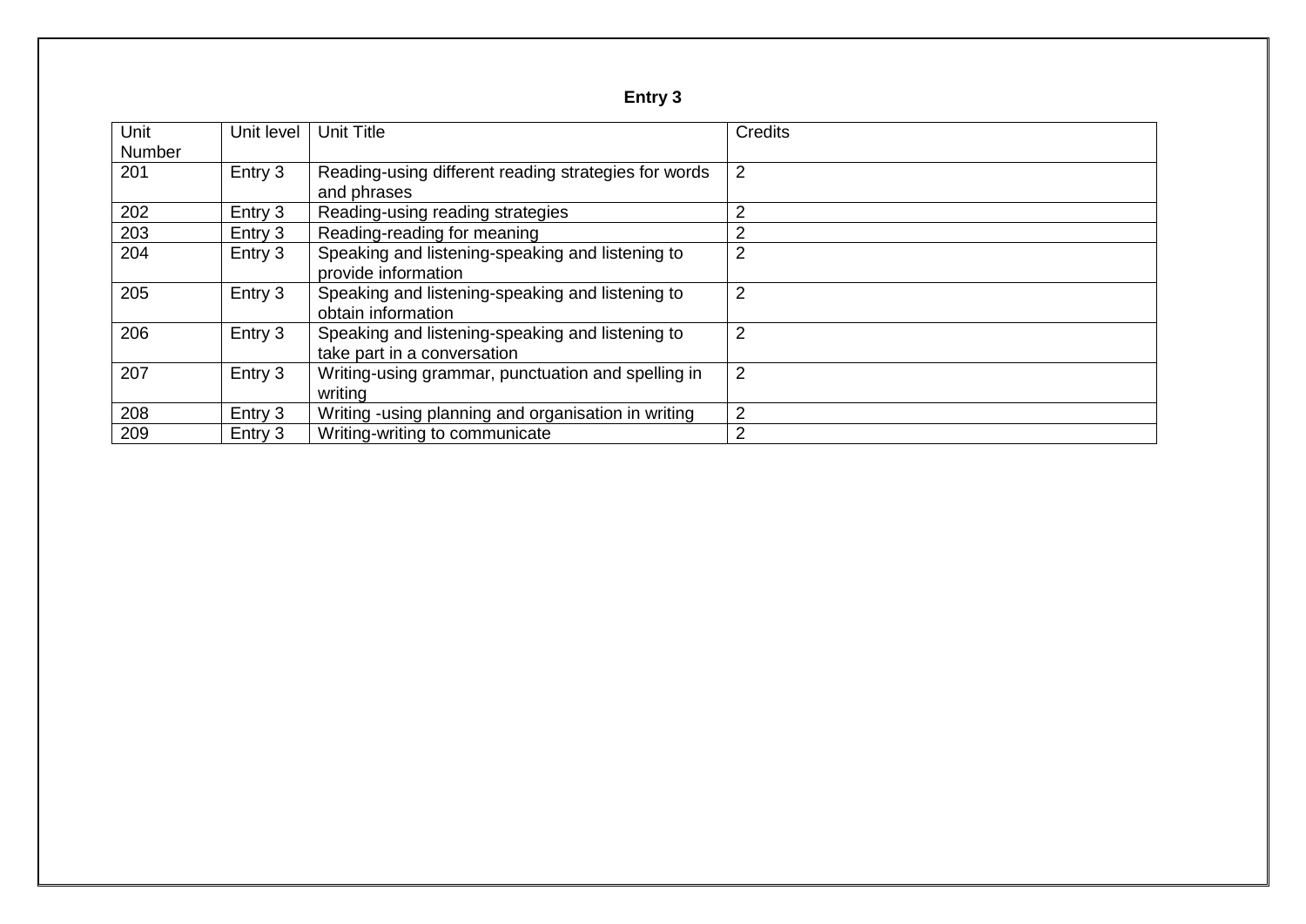**Entry 3**

| Unit Number | Unit level | Unit Title | Credits |
|---|---|---|---|
| 201 | Entry 3 | Reading-using different reading strategies for words and phrases | 2 |
| 202 | Entry 3 | Reading-using reading strategies | 2 |
| 203 | Entry 3 | Reading-reading for meaning | 2 |
| 204 | Entry 3 | Speaking and listening-speaking and listening to provide information | 2 |
| 205 | Entry 3 | Speaking and listening-speaking and listening to obtain information | 2 |
| 206 | Entry 3 | Speaking and listening-speaking and listening to take part in a conversation | 2 |
| 207 | Entry 3 | Writing-using grammar, punctuation and spelling in writing | 2 |
| 208 | Entry 3 | Writing -using planning and organisation in writing | 2 |
| 209 | Entry 3 | Writing-writing to communicate | 2 |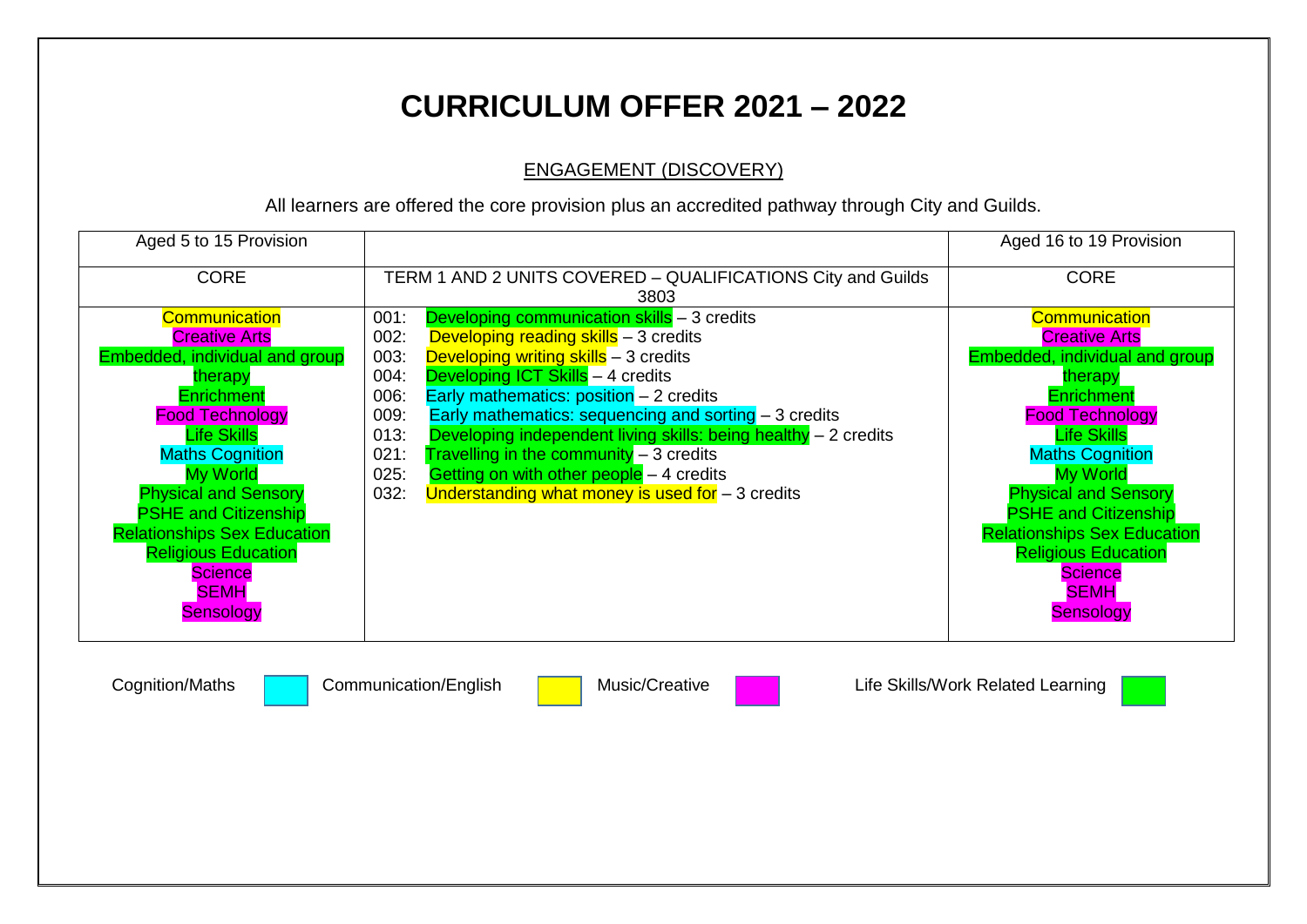# CURRICULUM OFFER 2021 – 2022

## ENGAGEMENT (DISCOVERY)

All learners are offered the core provision plus an accredited pathway through City and Guilds.

| Aged 5 to 15 Provision | | Aged 16 to 19 Provision |
|---|---|---|
| CORE | TERM 1 AND 2 UNITS COVERED – QUALIFICATIONS City and Guilds 3803 | CORE |
| Communication<br>Creative Arts<br>Embedded, individual and group therapy<br>Enrichment<br>Food Technology<br>Life Skills<br>Maths Cognition<br>My World<br>Physical and Sensory<br>PSHE and Citizenship<br>Relationships Sex Education<br>Religious Education<br>Science<br>SEMH<br>Sensology | 001: Developing communication skills – 3 credits<br>002: Developing reading skills – 3 credits<br>003: Developing writing skills – 3 credits<br>004: Developing ICT Skills – 4 credits<br>006: Early mathematics: position – 2 credits<br>009: Early mathematics: sequencing and sorting – 3 credits<br>013: Developing independent living skills: being healthy – 2 credits<br>021: Travelling in the community – 3 credits<br>025: Getting on with other people – 4 credits<br>032: Understanding what money is used for – 3 credits | Communication<br>Creative Arts<br>Embedded, individual and group therapy<br>Enrichment<br>Food Technology<br>Life Skills<br>Maths Cognition<br>My World<br>Physical and Sensory<br>PSHE and Citizenship<br>Relationships Sex Education<br>Religious Education<br>Science<br>SEMH<br>Sensology |

Cognition/Maths | Communication/English | Music/Creative | Life Skills/Work Related Learning